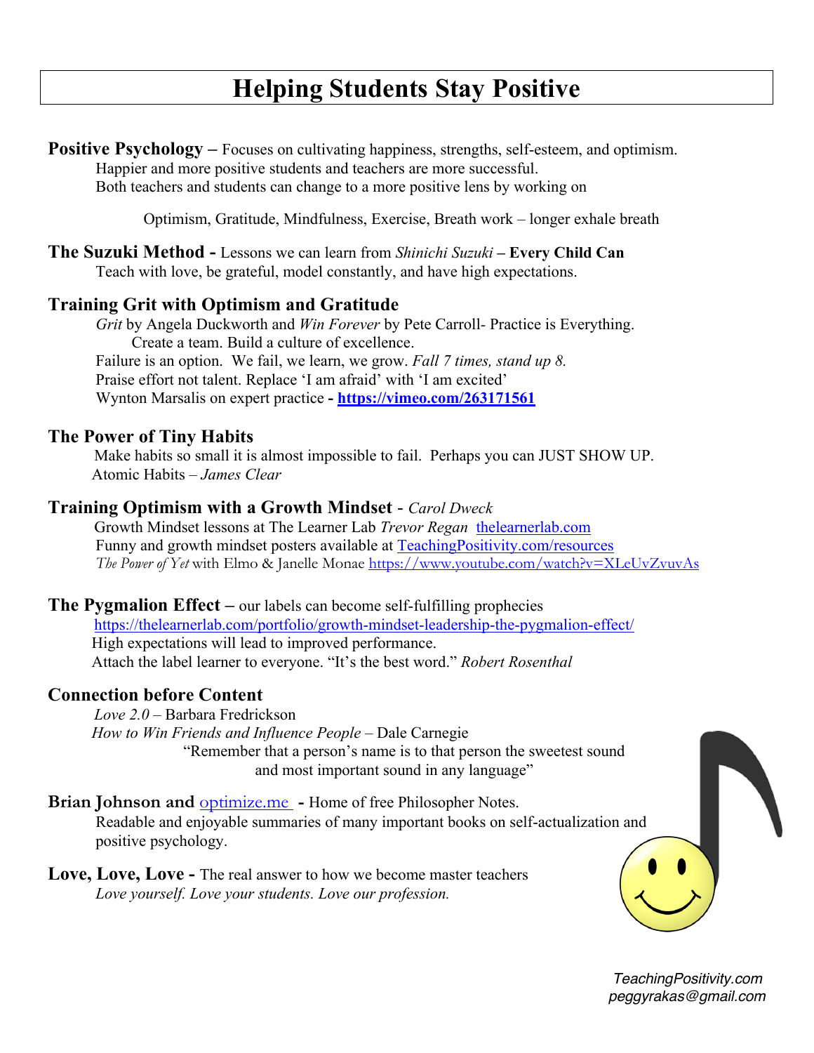# Helping Students Stay Positive

**Positive Psychology –** Focuses on cultivating happiness, strengths, self-esteem, and optimism.
Happier and more positive students and teachers are more successful.
Both teachers and students can change to a more positive lens by working on

Optimism, Gratitude, Mindfulness, Exercise, Breath work – longer exhale breath

**The Suzuki Method -** Lessons we can learn from *Shinichi Suzuki* **– Every Child Can**
Teach with love, be grateful, model constantly, and have high expectations.

**Training Grit with Optimism and Gratitude**
*Grit* by Angela Duckworth and *Win Forever* by Pete Carroll- Practice is Everything.
Create a team. Build a culture of excellence.
Failure is an option. We fail, we learn, we grow. *Fall 7 times, stand up 8.*
Praise effort not talent. Replace 'I am afraid' with 'I am excited'
Wynton Marsalis on expert practice **- https://vimeo.com/263171561**

**The Power of Tiny Habits**
Make habits so small it is almost impossible to fail. Perhaps you can JUST SHOW UP.
Atomic Habits – *James Clear*

**Training Optimism with a Growth Mindset** - *Carol Dweck*
Growth Mindset lessons at The Learner Lab *Trevor Regan* thelearnerlab.com
Funny and growth mindset posters available at TeachingPositivity.com/resources
*The Power of Yet* with Elmo & Janelle Monae https://www.youtube.com/watch?v=XLeUvZvuvAs

**The Pygmalion Effect –** our labels can become self-fulfilling prophecies
https://thelearnerlab.com/portfolio/growth-mindset-leadership-the-pygmalion-effect/
High expectations will lead to improved performance.
Attach the label learner to everyone. "It's the best word." *Robert Rosenthal*

**Connection before Content**
*Love 2.0* – Barbara Fredrickson
*How to Win Friends and Influence People* – Dale Carnegie
"Remember that a person's name is to that person the sweetest sound and most important sound in any language"

**Brian Johnson and** optimize.me **-** Home of free Philosopher Notes.
Readable and enjoyable summaries of many important books on self-actualization and positive psychology.

**Love, Love, Love -** The real answer to how we become master teachers
*Love yourself. Love your students. Love our profession.*

*TeachingPositivity.com*
*peggyrakas@gmail.com*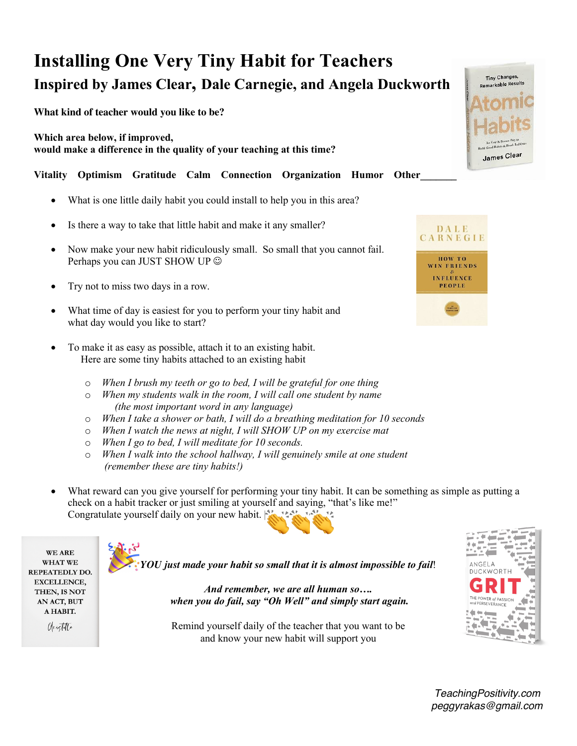# Installing One Very Tiny Habit for Teachers

## Inspired by James Clear, Dale Carnegie, and Angela Duckworth

**What kind of teacher would you like to be?**

**Which area below, if improved,**
**would make a difference in the quality of your teaching at this time?**

**Vitality Optimism Gratitude Calm Connection Organization Humor Other_______**

- What is one little daily habit you could install to help you in this area?
- Is there a way to take that little habit and make it any smaller?
- Now make your new habit ridiculously small. So small that you cannot fail. Perhaps you can JUST SHOW UP ☺
- Try not to miss two days in a row.
- What time of day is easiest for you to perform your tiny habit and what day would you like to start?
- To make it as easy as possible, attach it to an existing habit.
  Here are some tiny habits attached to an existing habit
  - *When I brush my teeth or go to bed, I will be grateful for one thing*
  - *When my students walk in the room, I will call one student by name (the most important word in any language)*
  - *When I take a shower or bath, I will do a breathing meditation for 10 seconds*
  - *When I watch the news at night, I will SHOW UP on my exercise mat*
  - *When I go to bed, I will meditate for 10 seconds.*
  - *When I walk into the school hallway, I will genuinely smile at one student (remember these are tiny habits!)*
- What reward can you give yourself for performing your tiny habit. It can be something as simple as putting a check on a habit tracker or just smiling at yourself and saying, "that's like me!" Congratulate yourself daily on your new habit. 👏👏👏

WE ARE WHAT WE REPEATEDLY DO. EXCELLENCE, THEN, IS NOT AN ACT, BUT A HABIT.
Aristotle

🎉***YOU just made your habit so small that it is almost impossible to fail!***

***And remember, we are all human so….***
***when you do fail, say "Oh Well" and simply start again.***

Remind yourself daily of the teacher that you want to be
and know your new habit will support you

*TeachingPositivity.com*
*peggyrakas@gmail.com*